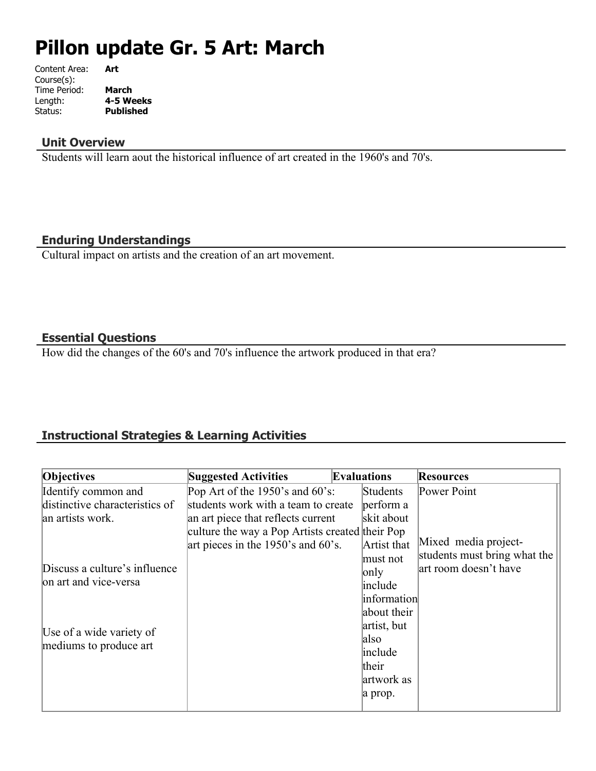# Pillon update Gr. 5 Art: March

Content Area: **Art**
Course(s):
Time Period: **March**
Length: **4-5 Weeks**
Status: **Published**

## Unit Overview

Students will learn aout the historical influence of art created in the 1960's and 70's.

## Enduring Understandings

Cultural impact on artists and the creation of an art movement.

## Essential Questions

How did the changes of the 60's and 70's influence the artwork produced in that era?

## Instructional Strategies & Learning Activities

| Objectives | Suggested Activities | Evaluations | Resources |
|---|---|---|---|
| Identify common and distinctive characteristics of an artists work.<br><br>Discuss a culture's influence on art and vice-versa<br><br>Use of a wide variety of mediums to produce art | Pop Art of the 1950's and 60's: students work with a team to create an art piece that reflects current culture the way a Pop Artists created their Pop art pieces in the 1950's and 60's. | Students perform a skit about their Pop Artist that must not only include information about their artist, but also include their artwork as a prop. | Power Point<br><br>Mixed media project- students must bring what the art room doesn't have |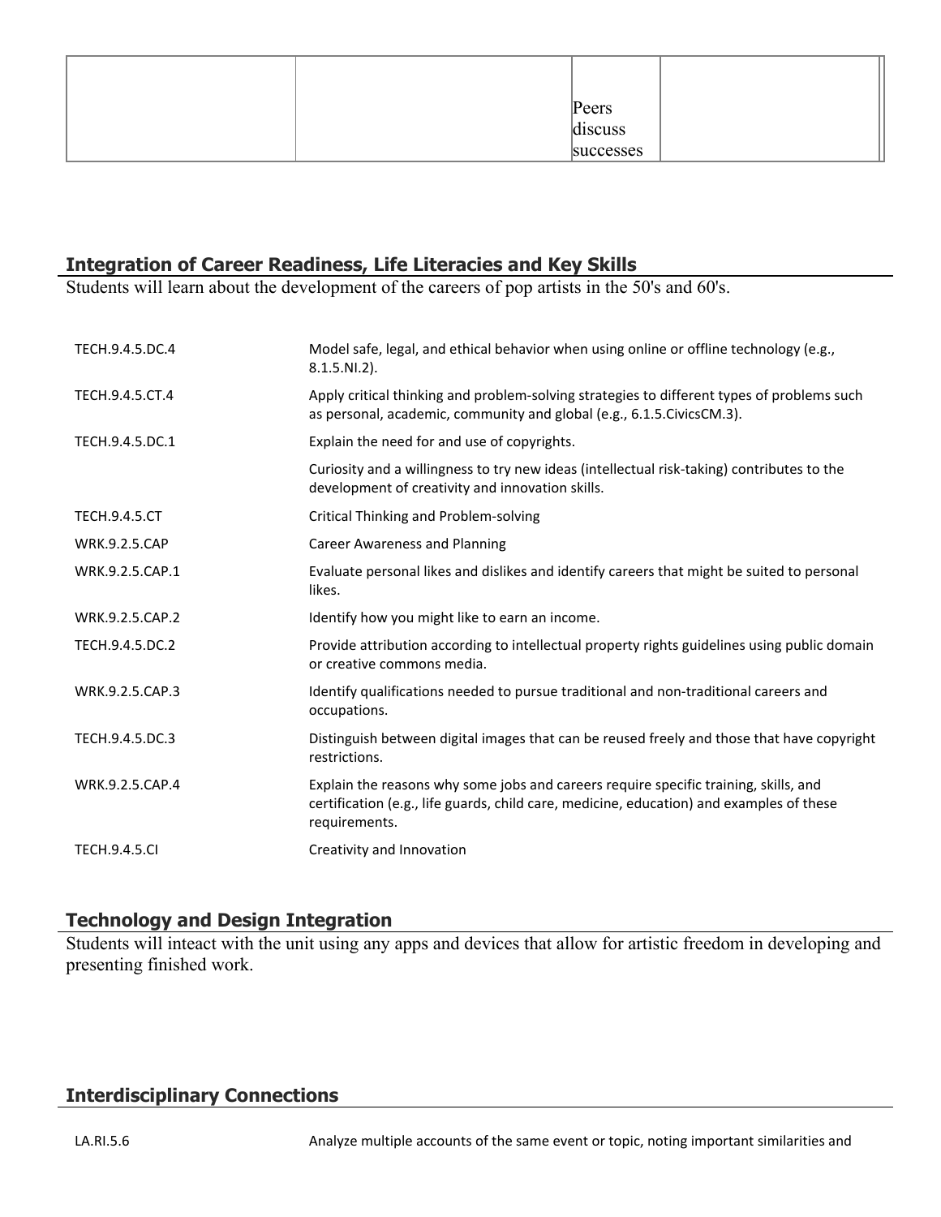| | | Peers discuss successes | |
|---|---|---|---|

## Integration of Career Readiness, Life Literacies and Key Skills

Students will learn about the development of the careers of pop artists in the 50's and 60's.

| | |
|---|---|
| TECH.9.4.5.DC.4 | Model safe, legal, and ethical behavior when using online or offline technology (e.g., 8.1.5.NI.2). |
| TECH.9.4.5.CT.4 | Apply critical thinking and problem-solving strategies to different types of problems such as personal, academic, community and global (e.g., 6.1.5.CivicsCM.3). |
| TECH.9.4.5.DC.1 | Explain the need for and use of copyrights. |
| | Curiosity and a willingness to try new ideas (intellectual risk-taking) contributes to the development of creativity and innovation skills. |
| TECH.9.4.5.CT | Critical Thinking and Problem-solving |
| WRK.9.2.5.CAP | Career Awareness and Planning |
| WRK.9.2.5.CAP.1 | Evaluate personal likes and dislikes and identify careers that might be suited to personal likes. |
| WRK.9.2.5.CAP.2 | Identify how you might like to earn an income. |
| TECH.9.4.5.DC.2 | Provide attribution according to intellectual property rights guidelines using public domain or creative commons media. |
| WRK.9.2.5.CAP.3 | Identify qualifications needed to pursue traditional and non-traditional careers and occupations. |
| TECH.9.4.5.DC.3 | Distinguish between digital images that can be reused freely and those that have copyright restrictions. |
| WRK.9.2.5.CAP.4 | Explain the reasons why some jobs and careers require specific training, skills, and certification (e.g., life guards, child care, medicine, education) and examples of these requirements. |
| TECH.9.4.5.CI | Creativity and Innovation |

## Technology and Design Integration

Students will inteact with the unit using any apps and devices that allow for artistic freedom in developing and presenting finished work.

## Interdisciplinary Connections

| | |
|---|---|
| LA.RI.5.6 | Analyze multiple accounts of the same event or topic, noting important similarities and |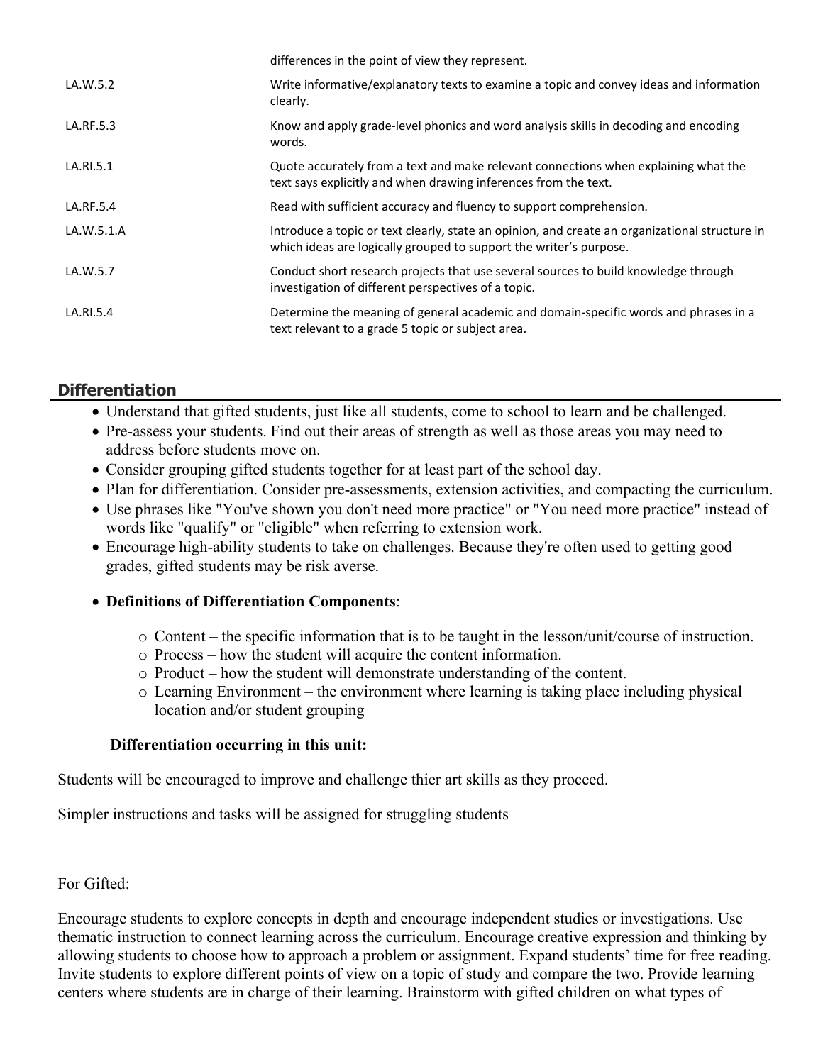| | |
|---|---|
| | differences in the point of view they represent. |
| LA.W.5.2 | Write informative/explanatory texts to examine a topic and convey ideas and information clearly. |
| LA.RF.5.3 | Know and apply grade-level phonics and word analysis skills in decoding and encoding words. |
| LA.RI.5.1 | Quote accurately from a text and make relevant connections when explaining what the text says explicitly and when drawing inferences from the text. |
| LA.RF.5.4 | Read with sufficient accuracy and fluency to support comprehension. |
| LA.W.5.1.A | Introduce a topic or text clearly, state an opinion, and create an organizational structure in which ideas are logically grouped to support the writer's purpose. |
| LA.W.5.7 | Conduct short research projects that use several sources to build knowledge through investigation of different perspectives of a topic. |
| LA.RI.5.4 | Determine the meaning of general academic and domain-specific words and phrases in a text relevant to a grade 5 topic or subject area. |

## Differentiation

- Understand that gifted students, just like all students, come to school to learn and be challenged.
- Pre-assess your students. Find out their areas of strength as well as those areas you may need to address before students move on.
- Consider grouping gifted students together for at least part of the school day.
- Plan for differentiation. Consider pre-assessments, extension activities, and compacting the curriculum.
- Use phrases like "You've shown you don't need more practice" or "You need more practice" instead of words like "qualify" or "eligible" when referring to extension work.
- Encourage high-ability students to take on challenges. Because they're often used to getting good grades, gifted students may be risk averse.
- **Definitions of Differentiation Components**:
    - Content – the specific information that is to be taught in the lesson/unit/course of instruction.
    - Process – how the student will acquire the content information.
    - Product – how the student will demonstrate understanding of the content.
    - Learning Environment – the environment where learning is taking place including physical location and/or student grouping

**Differentiation occurring in this unit:**

Students will be encouraged to improve and challenge thier art skills as they proceed.

Simpler instructions and tasks will be assigned for struggling students

For Gifted:

Encourage students to explore concepts in depth and encourage independent studies or investigations. Use thematic instruction to connect learning across the curriculum. Encourage creative expression and thinking by allowing students to choose how to approach a problem or assignment. Expand students' time for free reading. Invite students to explore different points of view on a topic of study and compare the two. Provide learning centers where students are in charge of their learning. Brainstorm with gifted children on what types of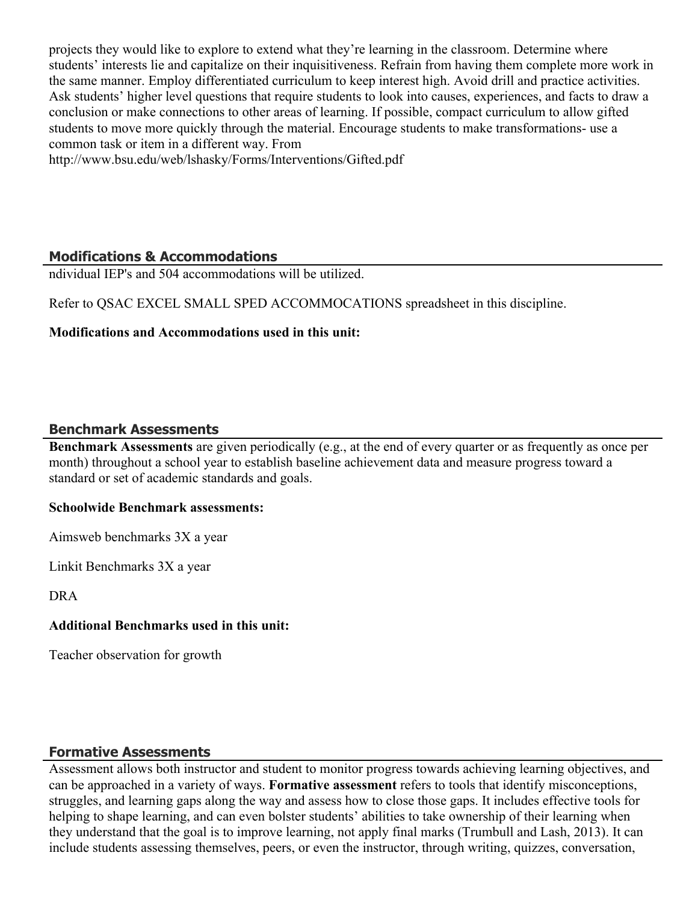projects they would like to explore to extend what they're learning in the classroom. Determine where students' interests lie and capitalize on their inquisitiveness. Refrain from having them complete more work in the same manner. Employ differentiated curriculum to keep interest high. Avoid drill and practice activities. Ask students' higher level questions that require students to look into causes, experiences, and facts to draw a conclusion or make connections to other areas of learning. If possible, compact curriculum to allow gifted students to move more quickly through the material. Encourage students to make transformations- use a common task or item in a different way. From http://www.bsu.edu/web/lshasky/Forms/Interventions/Gifted.pdf

## Modifications & Accommodations

ndividual IEP's and 504 accommodations will be utilized.

Refer to QSAC EXCEL SMALL SPED ACCOMMOCATIONS spreadsheet in this discipline.

**Modifications and Accommodations used in this unit:**

## Benchmark Assessments

**Benchmark Assessments** are given periodically (e.g., at the end of every quarter or as frequently as once per month) throughout a school year to establish baseline achievement data and measure progress toward a standard or set of academic standards and goals.

**Schoolwide Benchmark assessments:**

Aimsweb benchmarks 3X a year

Linkit Benchmarks 3X a year

DRA

**Additional Benchmarks used in this unit:**

Teacher observation for growth

## Formative Assessments

Assessment allows both instructor and student to monitor progress towards achieving learning objectives, and can be approached in a variety of ways. **Formative assessment** refers to tools that identify misconceptions, struggles, and learning gaps along the way and assess how to close those gaps. It includes effective tools for helping to shape learning, and can even bolster students' abilities to take ownership of their learning when they understand that the goal is to improve learning, not apply final marks (Trumbull and Lash, 2013). It can include students assessing themselves, peers, or even the instructor, through writing, quizzes, conversation,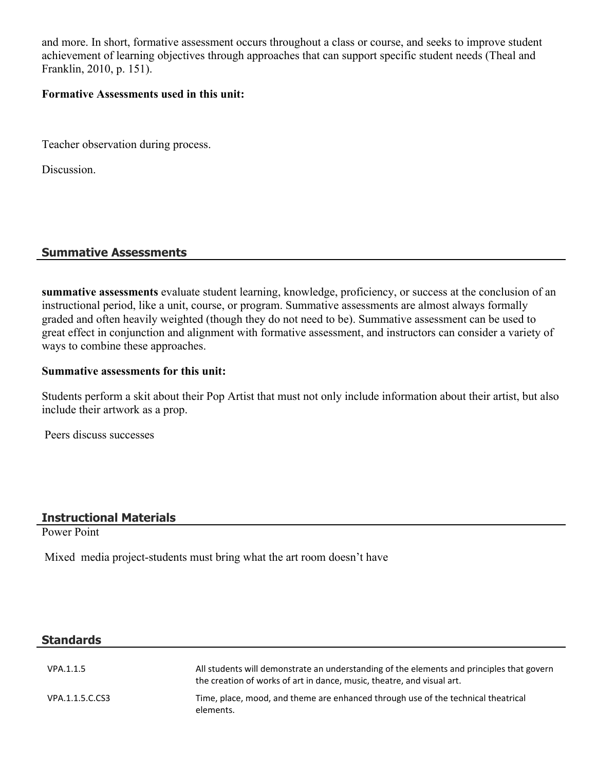and more. In short, formative assessment occurs throughout a class or course, and seeks to improve student achievement of learning objectives through approaches that can support specific student needs (Theal and Franklin, 2010, p. 151).

**Formative Assessments used in this unit:**

Teacher observation during process.

Discussion.

## Summative Assessments

**summative assessments** evaluate student learning, knowledge, proficiency, or success at the conclusion of an instructional period, like a unit, course, or program. Summative assessments are almost always formally graded and often heavily weighted (though they do not need to be). Summative assessment can be used to great effect in conjunction and alignment with formative assessment, and instructors can consider a variety of ways to combine these approaches.

**Summative assessments for this unit:**

Students perform a skit about their Pop Artist that must not only include information about their artist, but also include their artwork as a prop.

Peers discuss successes

## Instructional Materials

Power Point

Mixed media project-students must bring what the art room doesn't have

## Standards

| | |
|---|---|
| VPA.1.1.5 | All students will demonstrate an understanding of the elements and principles that govern the creation of works of art in dance, music, theatre, and visual art. |
| VPA.1.1.5.C.CS3 | Time, place, mood, and theme are enhanced through use of the technical theatrical elements. |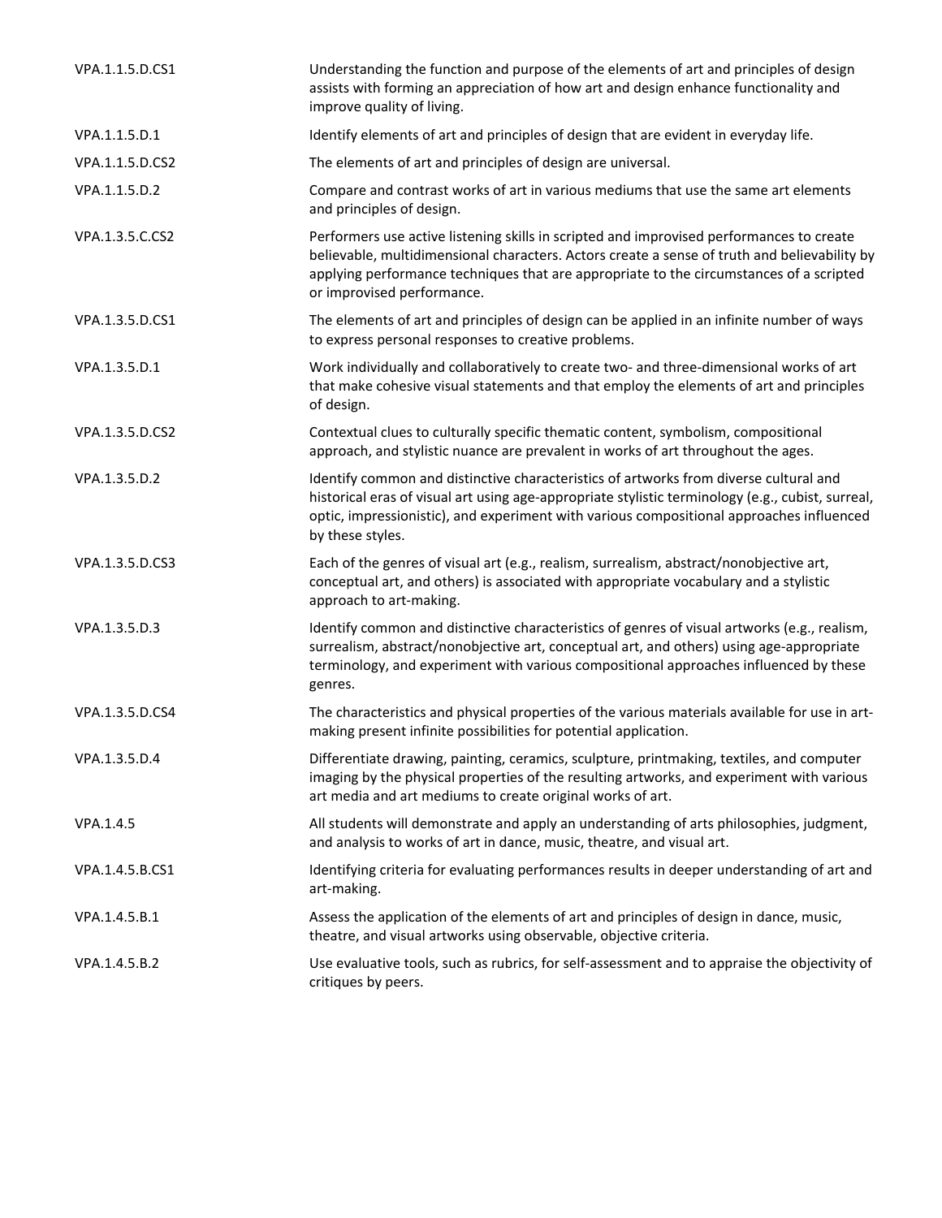| | |
|---|---|
| VPA.1.1.5.D.CS1 | Understanding the function and purpose of the elements of art and principles of design assists with forming an appreciation of how art and design enhance functionality and improve quality of living. |
| VPA.1.1.5.D.1 | Identify elements of art and principles of design that are evident in everyday life. |
| VPA.1.1.5.D.CS2 | The elements of art and principles of design are universal. |
| VPA.1.1.5.D.2 | Compare and contrast works of art in various mediums that use the same art elements and principles of design. |
| VPA.1.3.5.C.CS2 | Performers use active listening skills in scripted and improvised performances to create believable, multidimensional characters. Actors create a sense of truth and believability by applying performance techniques that are appropriate to the circumstances of a scripted or improvised performance. |
| VPA.1.3.5.D.CS1 | The elements of art and principles of design can be applied in an infinite number of ways to express personal responses to creative problems. |
| VPA.1.3.5.D.1 | Work individually and collaboratively to create two- and three-dimensional works of art that make cohesive visual statements and that employ the elements of art and principles of design. |
| VPA.1.3.5.D.CS2 | Contextual clues to culturally specific thematic content, symbolism, compositional approach, and stylistic nuance are prevalent in works of art throughout the ages. |
| VPA.1.3.5.D.2 | Identify common and distinctive characteristics of artworks from diverse cultural and historical eras of visual art using age-appropriate stylistic terminology (e.g., cubist, surreal, optic, impressionistic), and experiment with various compositional approaches influenced by these styles. |
| VPA.1.3.5.D.CS3 | Each of the genres of visual art (e.g., realism, surrealism, abstract/nonobjective art, conceptual art, and others) is associated with appropriate vocabulary and a stylistic approach to art-making. |
| VPA.1.3.5.D.3 | Identify common and distinctive characteristics of genres of visual artworks (e.g., realism, surrealism, abstract/nonobjective art, conceptual art, and others) using age-appropriate terminology, and experiment with various compositional approaches influenced by these genres. |
| VPA.1.3.5.D.CS4 | The characteristics and physical properties of the various materials available for use in art-making present infinite possibilities for potential application. |
| VPA.1.3.5.D.4 | Differentiate drawing, painting, ceramics, sculpture, printmaking, textiles, and computer imaging by the physical properties of the resulting artworks, and experiment with various art media and art mediums to create original works of art. |
| VPA.1.4.5 | All students will demonstrate and apply an understanding of arts philosophies, judgment, and analysis to works of art in dance, music, theatre, and visual art. |
| VPA.1.4.5.B.CS1 | Identifying criteria for evaluating performances results in deeper understanding of art and art-making. |
| VPA.1.4.5.B.1 | Assess the application of the elements of art and principles of design in dance, music, theatre, and visual artworks using observable, objective criteria. |
| VPA.1.4.5.B.2 | Use evaluative tools, such as rubrics, for self-assessment and to appraise the objectivity of critiques by peers. |